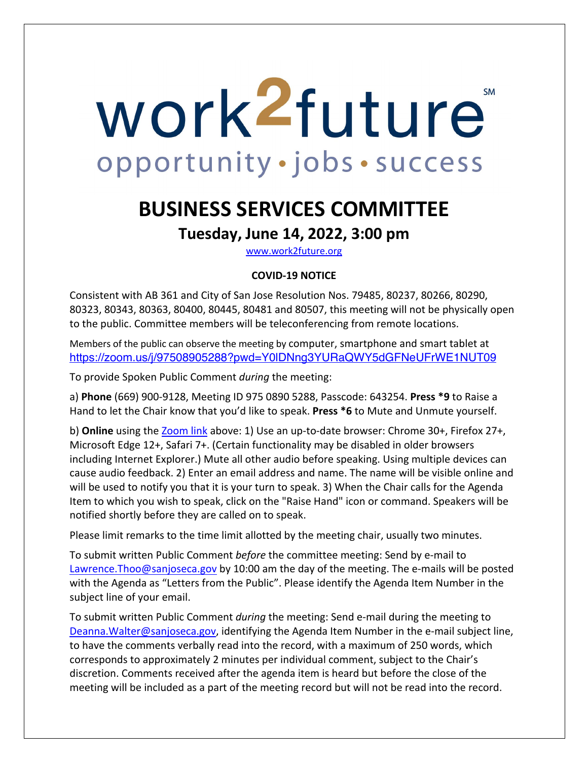# work2future℠

opportunity • jobs • success

# BUSINESS SERVICES COMMITTEE

## Tuesday, June 14, 2022, 3:00 pm

[www.work2future.org](http://www.work2future.org)

**COVID-19 NOTICE**

Consistent with AB 361 and City of San Jose Resolution Nos. 79485, 80237, 80266, 80290, 80323, 80343, 80363, 80400, 80445, 80481 and 80507, this meeting will not be physically open to the public. Committee members will be teleconferencing from remote locations.

Members of the public can observe the meeting by computer, smartphone and smart tablet at https://zoom.us/j/97508905288?pwd=Y0lDNng3YURaQWY5dGFNeUFrWE1NUT09

To provide Spoken Public Comment *during* the meeting:

a) **Phone** (669) 900-9128, Meeting ID 975 0890 5288, Passcode: 643254. **Press *9** to Raise a Hand to let the Chair know that you'd like to speak. **Press *6** to Mute and Unmute yourself.

b) **Online** using the Zoom link above: 1) Use an up-to-date browser: Chrome 30+, Firefox 27+, Microsoft Edge 12+, Safari 7+. (Certain functionality may be disabled in older browsers including Internet Explorer.) Mute all other audio before speaking. Using multiple devices can cause audio feedback. 2) Enter an email address and name. The name will be visible online and will be used to notify you that it is your turn to speak. 3) When the Chair calls for the Agenda Item to which you wish to speak, click on the "Raise Hand" icon or command. Speakers will be notified shortly before they are called on to speak.

Please limit remarks to the time limit allotted by the meeting chair, usually two minutes.

To submit written Public Comment *before* the committee meeting: Send by e-mail to Lawrence.Thoo@sanjoseca.gov by 10:00 am the day of the meeting. The e-mails will be posted with the Agenda as "Letters from the Public". Please identify the Agenda Item Number in the subject line of your email.

To submit written Public Comment *during* the meeting: Send e-mail during the meeting to Deanna.Walter@sanjoseca.gov, identifying the Agenda Item Number in the e-mail subject line, to have the comments verbally read into the record, with a maximum of 250 words, which corresponds to approximately 2 minutes per individual comment, subject to the Chair's discretion. Comments received after the agenda item is heard but before the close of the meeting will be included as a part of the meeting record but will not be read into the record.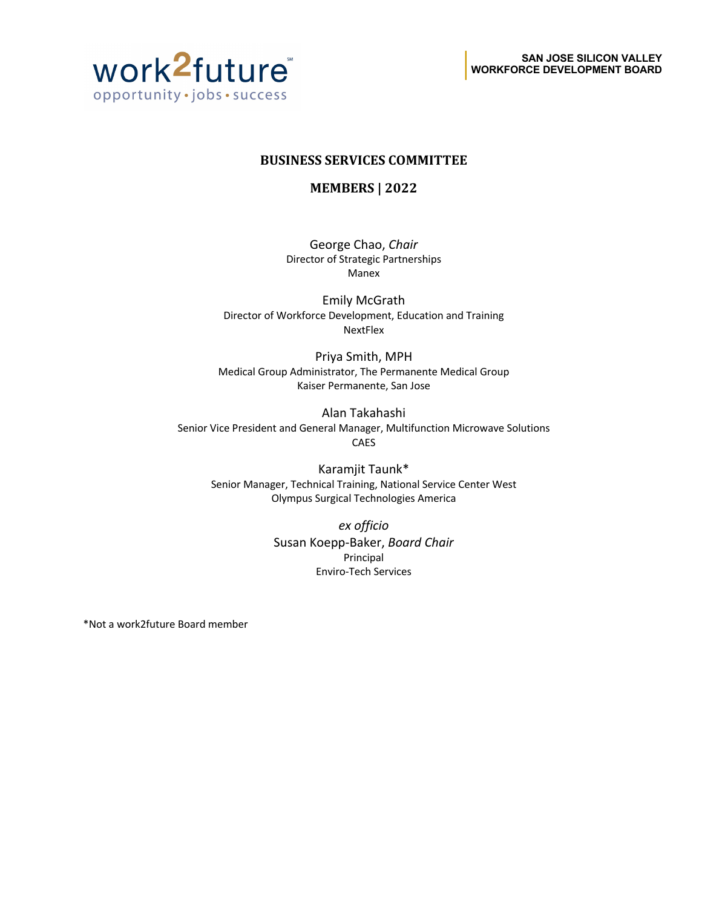work2future
opportunity • jobs • success

**SAN JOSE SILICON VALLEY**
**WORKFORCE DEVELOPMENT BOARD**

## BUSINESS SERVICES COMMITTEE

## MEMBERS | 2022

George Chao, *Chair*
Director of Strategic Partnerships
Manex

Emily McGrath
Director of Workforce Development, Education and Training
NextFlex

Priya Smith, MPH
Medical Group Administrator, The Permanente Medical Group
Kaiser Permanente, San Jose

Alan Takahashi
Senior Vice President and General Manager, Multifunction Microwave Solutions
CAES

Karamjit Taunk*
Senior Manager, Technical Training, National Service Center West
Olympus Surgical Technologies America

*ex officio*
Susan Koepp-Baker, *Board Chair*
Principal
Enviro-Tech Services

*Not a work2future Board member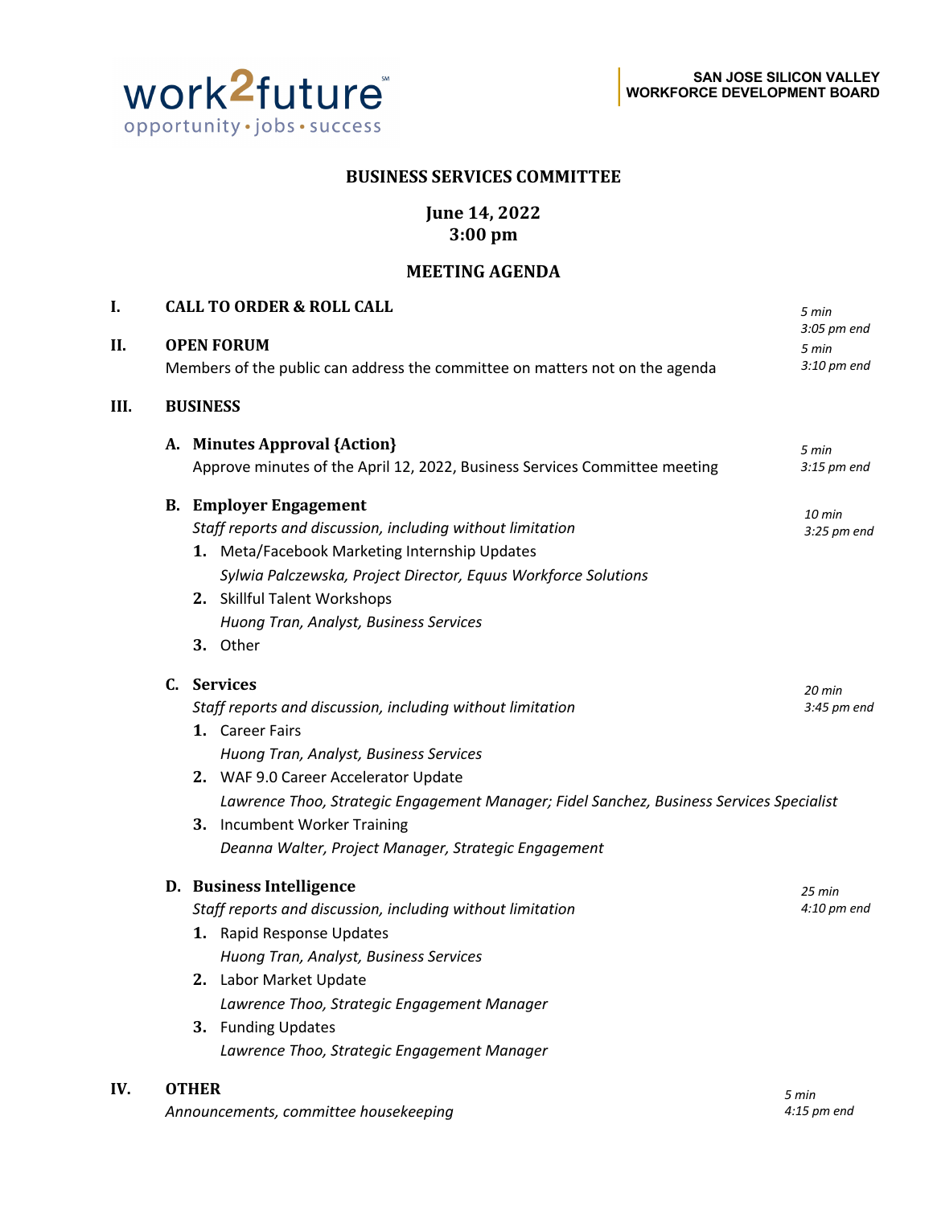work2future
opportunity • jobs • success

**SAN JOSE SILICON VALLEY**
**WORKFORCE DEVELOPMENT BOARD**

## BUSINESS SERVICES COMMITTEE

**June 14, 2022**
**3:00 pm**

## MEETING AGENDA

**I. CALL TO ORDER & ROLL CALL** — *5 min, 3:05 pm end*

**II. OPEN FORUM** — *5 min, 3:10 pm end*

Members of the public can address the committee on matters not on the agenda

**III. BUSINESS**

**A. Minutes Approval {Action}** — *5 min, 3:15 pm end*

Approve minutes of the April 12, 2022, Business Services Committee meeting

**B. Employer Engagement** — *10 min, 3:25 pm end*

*Staff reports and discussion, including without limitation*

1. Meta/Facebook Marketing Internship Updates
   *Sylwia Palczewska, Project Director, Equus Workforce Solutions*
2. Skillful Talent Workshops
   *Huong Tran, Analyst, Business Services*
3. Other

**C. Services** — *20 min, 3:45 pm end*

*Staff reports and discussion, including without limitation*

1. Career Fairs
   *Huong Tran, Analyst, Business Services*
2. WAF 9.0 Career Accelerator Update
   *Lawrence Thoo, Strategic Engagement Manager; Fidel Sanchez, Business Services Specialist*
3. Incumbent Worker Training
   *Deanna Walter, Project Manager, Strategic Engagement*

**D. Business Intelligence** — *25 min, 4:10 pm end*

*Staff reports and discussion, including without limitation*

1. Rapid Response Updates
   *Huong Tran, Analyst, Business Services*
2. Labor Market Update
   *Lawrence Thoo, Strategic Engagement Manager*
3. Funding Updates
   *Lawrence Thoo, Strategic Engagement Manager*

**IV. OTHER** — *5 min, 4:15 pm end*

*Announcements, committee housekeeping*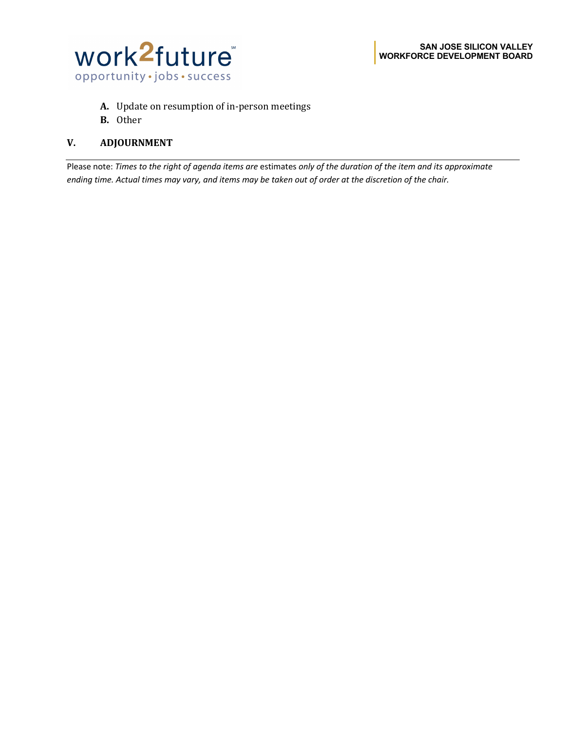**A.** Update on resumption of in-person meetings

**B.** Other

## V. ADJOURNMENT

---

Please note: *Times to the right of agenda items are* estimates *only of the duration of the item and its approximate ending time. Actual times may vary, and items may be taken out of order at the discretion of the chair.*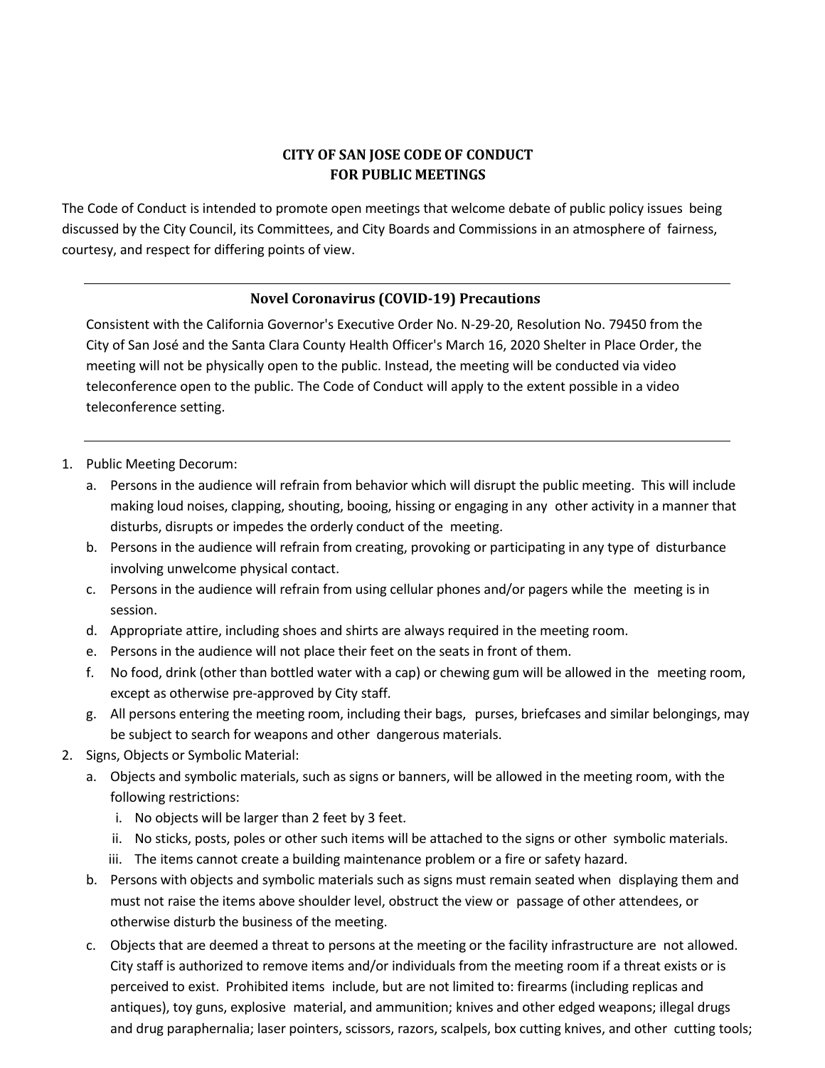## CITY OF SAN JOSE CODE OF CONDUCT FOR PUBLIC MEETINGS

The Code of Conduct is intended to promote open meetings that welcome debate of public policy issues being discussed by the City Council, its Committees, and City Boards and Commissions in an atmosphere of fairness, courtesy, and respect for differing points of view.

---

### Novel Coronavirus (COVID-19) Precautions

Consistent with the California Governor's Executive Order No. N-29-20, Resolution No. 79450 from the City of San José and the Santa Clara County Health Officer's March 16, 2020 Shelter in Place Order, the meeting will not be physically open to the public. Instead, the meeting will be conducted via video teleconference open to the public. The Code of Conduct will apply to the extent possible in a video teleconference setting.

---

1. Public Meeting Decorum:
   a. Persons in the audience will refrain from behavior which will disrupt the public meeting. This will include making loud noises, clapping, shouting, booing, hissing or engaging in any other activity in a manner that disturbs, disrupts or impedes the orderly conduct of the meeting.
   b. Persons in the audience will refrain from creating, provoking or participating in any type of disturbance involving unwelcome physical contact.
   c. Persons in the audience will refrain from using cellular phones and/or pagers while the meeting is in session.
   d. Appropriate attire, including shoes and shirts are always required in the meeting room.
   e. Persons in the audience will not place their feet on the seats in front of them.
   f. No food, drink (other than bottled water with a cap) or chewing gum will be allowed in the meeting room, except as otherwise pre-approved by City staff.
   g. All persons entering the meeting room, including their bags, purses, briefcases and similar belongings, may be subject to search for weapons and other dangerous materials.
2. Signs, Objects or Symbolic Material:
   a. Objects and symbolic materials, such as signs or banners, will be allowed in the meeting room, with the following restrictions:
      i. No objects will be larger than 2 feet by 3 feet.
      ii. No sticks, posts, poles or other such items will be attached to the signs or other symbolic materials.
      iii. The items cannot create a building maintenance problem or a fire or safety hazard.
   b. Persons with objects and symbolic materials such as signs must remain seated when displaying them and must not raise the items above shoulder level, obstruct the view or passage of other attendees, or otherwise disturb the business of the meeting.
   c. Objects that are deemed a threat to persons at the meeting or the facility infrastructure are not allowed. City staff is authorized to remove items and/or individuals from the meeting room if a threat exists or is perceived to exist. Prohibited items include, but are not limited to: firearms (including replicas and antiques), toy guns, explosive material, and ammunition; knives and other edged weapons; illegal drugs and drug paraphernalia; laser pointers, scissors, razors, scalpels, box cutting knives, and other cutting tools;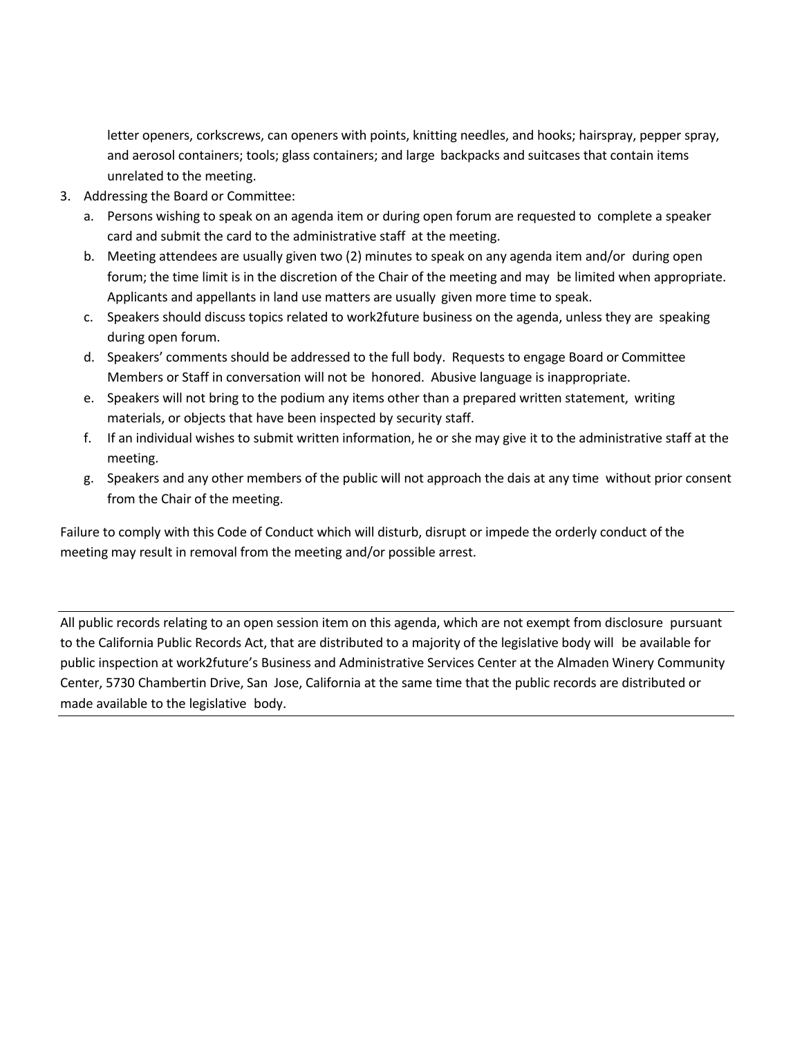letter openers, corkscrews, can openers with points, knitting needles, and hooks; hairspray, pepper spray, and aerosol containers; tools; glass containers; and large backpacks and suitcases that contain items unrelated to the meeting.

3. Addressing the Board or Committee:
   a. Persons wishing to speak on an agenda item or during open forum are requested to complete a speaker card and submit the card to the administrative staff at the meeting.
   b. Meeting attendees are usually given two (2) minutes to speak on any agenda item and/or during open forum; the time limit is in the discretion of the Chair of the meeting and may be limited when appropriate. Applicants and appellants in land use matters are usually given more time to speak.
   c. Speakers should discuss topics related to work2future business on the agenda, unless they are speaking during open forum.
   d. Speakers' comments should be addressed to the full body. Requests to engage Board or Committee Members or Staff in conversation will not be honored. Abusive language is inappropriate.
   e. Speakers will not bring to the podium any items other than a prepared written statement, writing materials, or objects that have been inspected by security staff.
   f. If an individual wishes to submit written information, he or she may give it to the administrative staff at the meeting.
   g. Speakers and any other members of the public will not approach the dais at any time without prior consent from the Chair of the meeting.

Failure to comply with this Code of Conduct which will disturb, disrupt or impede the orderly conduct of the meeting may result in removal from the meeting and/or possible arrest.

---

All public records relating to an open session item on this agenda, which are not exempt from disclosure pursuant to the California Public Records Act, that are distributed to a majority of the legislative body will be available for public inspection at work2future's Business and Administrative Services Center at the Almaden Winery Community Center, 5730 Chambertin Drive, San Jose, California at the same time that the public records are distributed or made available to the legislative body.

---